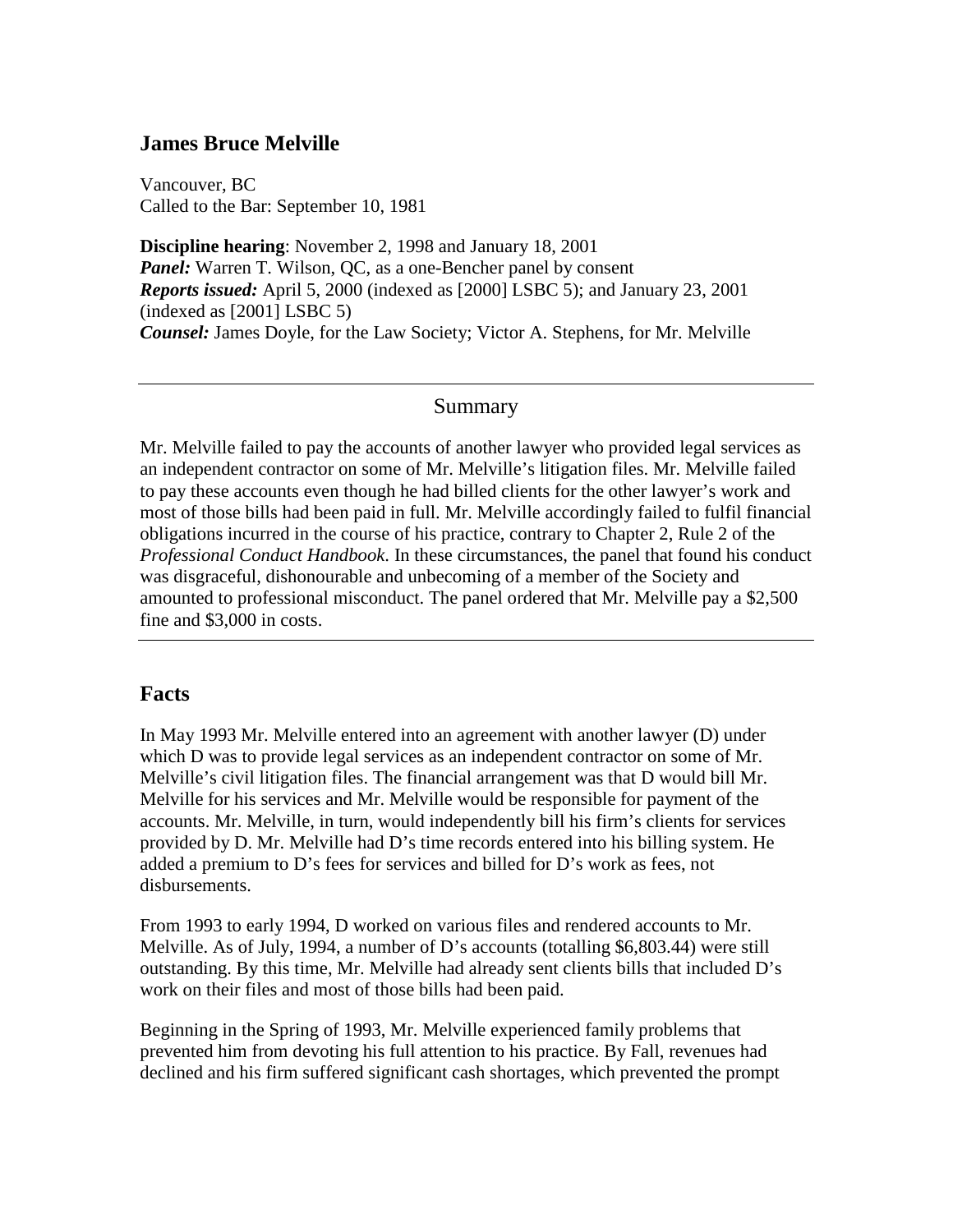## James Bruce Melville

Vancouver, BC
Called to the Bar: September 10, 1981

**Discipline hearing**: November 2, 1998 and January 18, 2001
***Panel:*** Warren T. Wilson, QC, as a one-Bencher panel by consent
***Reports issued:*** April 5, 2000 (indexed as [2000] LSBC 5); and January 23, 2001 (indexed as [2001] LSBC 5)
***Counsel:*** James Doyle, for the Law Society; Victor A. Stephens, for Mr. Melville

---

### Summary

Mr. Melville failed to pay the accounts of another lawyer who provided legal services as an independent contractor on some of Mr. Melville's litigation files. Mr. Melville failed to pay these accounts even though he had billed clients for the other lawyer's work and most of those bills had been paid in full. Mr. Melville accordingly failed to fulfil financial obligations incurred in the course of his practice, contrary to Chapter 2, Rule 2 of the *Professional Conduct Handbook*. In these circumstances, the panel that found his conduct was disgraceful, dishonourable and unbecoming of a member of the Society and amounted to professional misconduct. The panel ordered that Mr. Melville pay a $2,500 fine and $3,000 in costs.

---

## Facts

In May 1993 Mr. Melville entered into an agreement with another lawyer (D) under which D was to provide legal services as an independent contractor on some of Mr. Melville's civil litigation files. The financial arrangement was that D would bill Mr. Melville for his services and Mr. Melville would be responsible for payment of the accounts. Mr. Melville, in turn, would independently bill his firm's clients for services provided by D. Mr. Melville had D's time records entered into his billing system. He added a premium to D's fees for services and billed for D's work as fees, not disbursements.

From 1993 to early 1994, D worked on various files and rendered accounts to Mr. Melville. As of July, 1994, a number of D's accounts (totalling $6,803.44) were still outstanding. By this time, Mr. Melville had already sent clients bills that included D's work on their files and most of those bills had been paid.

Beginning in the Spring of 1993, Mr. Melville experienced family problems that prevented him from devoting his full attention to his practice. By Fall, revenues had declined and his firm suffered significant cash shortages, which prevented the prompt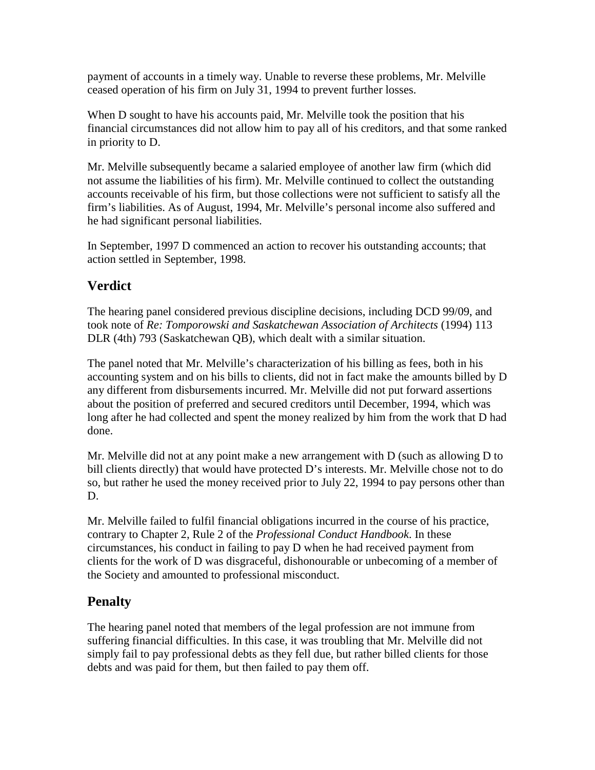payment of accounts in a timely way. Unable to reverse these problems, Mr. Melville ceased operation of his firm on July 31, 1994 to prevent further losses.

When D sought to have his accounts paid, Mr. Melville took the position that his financial circumstances did not allow him to pay all of his creditors, and that some ranked in priority to D.

Mr. Melville subsequently became a salaried employee of another law firm (which did not assume the liabilities of his firm). Mr. Melville continued to collect the outstanding accounts receivable of his firm, but those collections were not sufficient to satisfy all the firm's liabilities. As of August, 1994, Mr. Melville's personal income also suffered and he had significant personal liabilities.

In September, 1997 D commenced an action to recover his outstanding accounts; that action settled in September, 1998.

## Verdict

The hearing panel considered previous discipline decisions, including DCD 99/09, and took note of *Re: Tomporowski and Saskatchewan Association of Architects* (1994) 113 DLR (4th) 793 (Saskatchewan QB), which dealt with a similar situation.

The panel noted that Mr. Melville's characterization of his billing as fees, both in his accounting system and on his bills to clients, did not in fact make the amounts billed by D any different from disbursements incurred. Mr. Melville did not put forward assertions about the position of preferred and secured creditors until December, 1994, which was long after he had collected and spent the money realized by him from the work that D had done.

Mr. Melville did not at any point make a new arrangement with D (such as allowing D to bill clients directly) that would have protected D's interests. Mr. Melville chose not to do so, but rather he used the money received prior to July 22, 1994 to pay persons other than D.

Mr. Melville failed to fulfil financial obligations incurred in the course of his practice, contrary to Chapter 2, Rule 2 of the *Professional Conduct Handbook*. In these circumstances, his conduct in failing to pay D when he had received payment from clients for the work of D was disgraceful, dishonourable or unbecoming of a member of the Society and amounted to professional misconduct.

## Penalty

The hearing panel noted that members of the legal profession are not immune from suffering financial difficulties. In this case, it was troubling that Mr. Melville did not simply fail to pay professional debts as they fell due, but rather billed clients for those debts and was paid for them, but then failed to pay them off.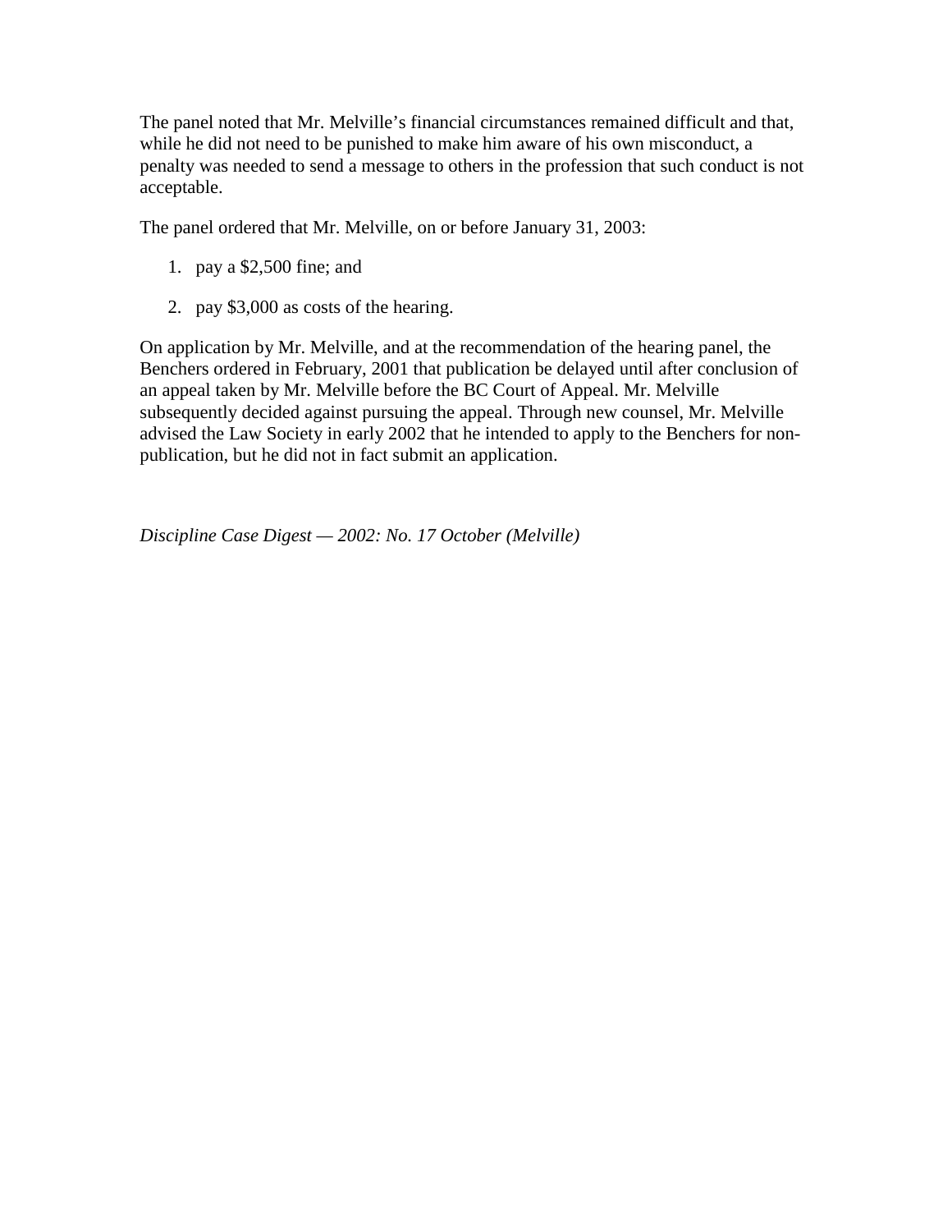The panel noted that Mr. Melville's financial circumstances remained difficult and that, while he did not need to be punished to make him aware of his own misconduct, a penalty was needed to send a message to others in the profession that such conduct is not acceptable.

The panel ordered that Mr. Melville, on or before January 31, 2003:

1. pay a $2,500 fine; and
2. pay $3,000 as costs of the hearing.

On application by Mr. Melville, and at the recommendation of the hearing panel, the Benchers ordered in February, 2001 that publication be delayed until after conclusion of an appeal taken by Mr. Melville before the BC Court of Appeal. Mr. Melville subsequently decided against pursuing the appeal. Through new counsel, Mr. Melville advised the Law Society in early 2002 that he intended to apply to the Benchers for non-publication, but he did not in fact submit an application.

*Discipline Case Digest — 2002: No. 17 October (Melville)*